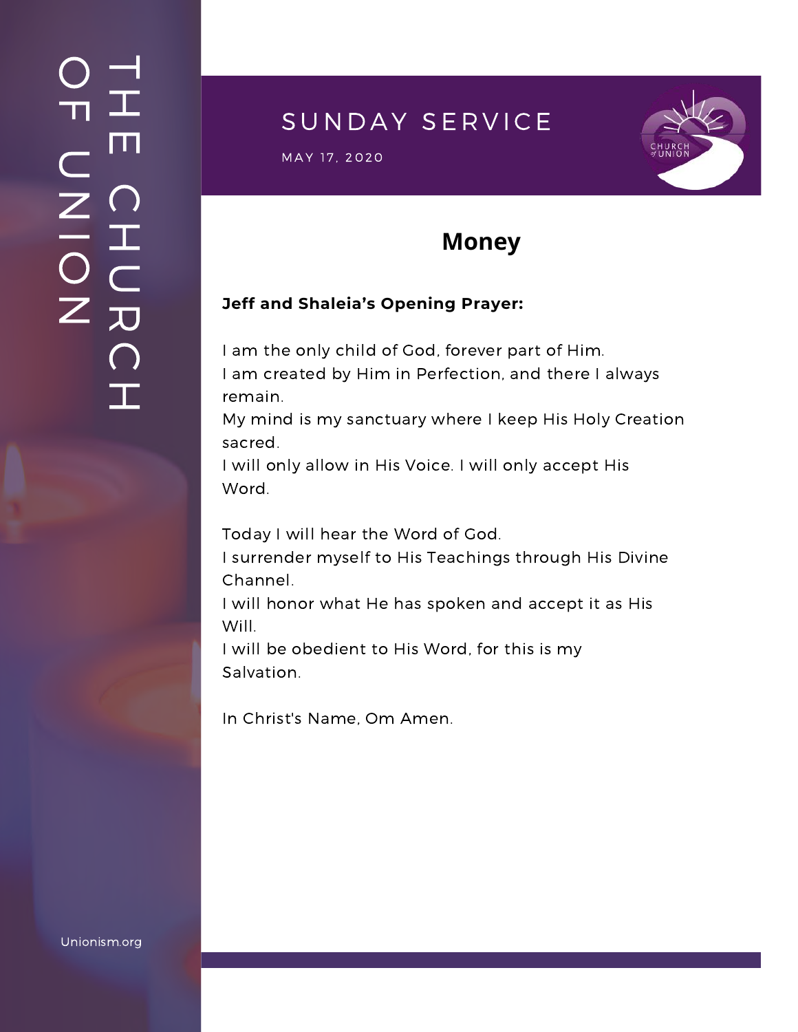# The Church of Union

## SUNDAY SERVICE

MAY 17, 2020

## Money

**Jeff and Shaleia's Opening Prayer:**

I am the only child of God, forever part of Him.
I am created by Him in Perfection, and there I always remain.
My mind is my sanctuary where I keep His Holy Creation sacred.
I will only allow in His Voice. I will only accept His Word.

Today I will hear the Word of God.
I surrender myself to His Teachings through His Divine Channel.
I will honor what He has spoken and accept it as His Will.
I will be obedient to His Word, for this is my Salvation.

In Christ's Name, Om Amen.

Unionism.org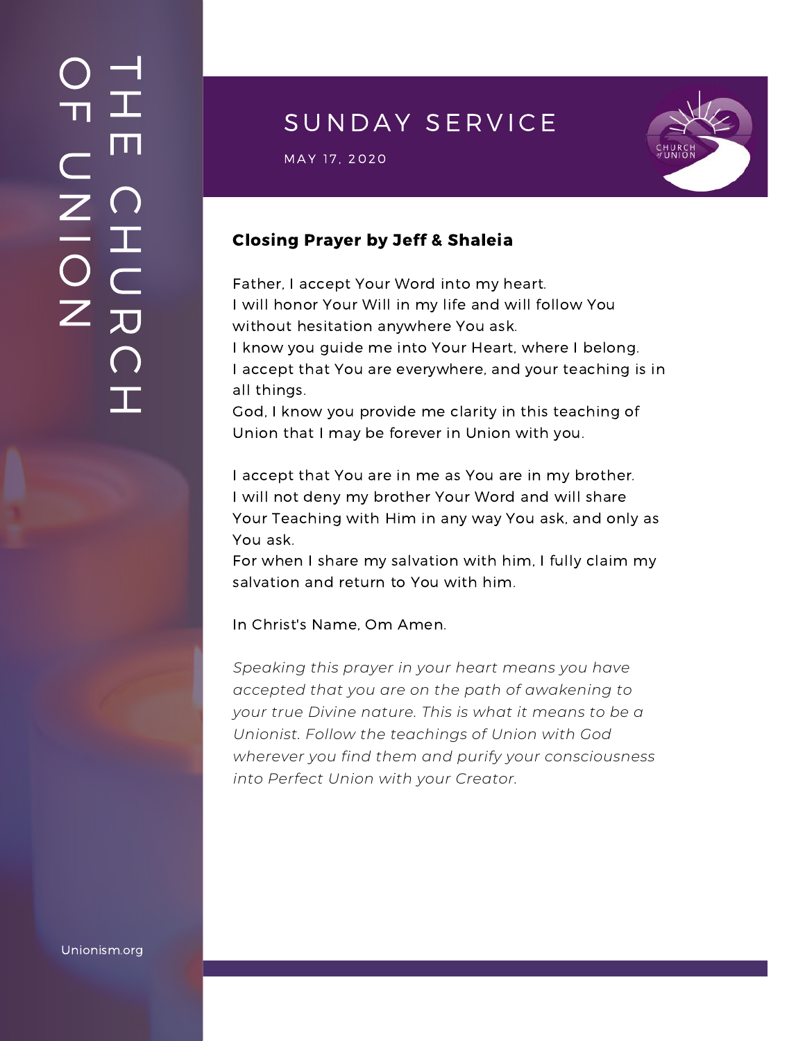# SUNDAY SERVICE

MAY 17, 2020

**Closing Prayer by Jeff & Shaleia**

Father, I accept Your Word into my heart.
I will honor Your Will in my life and will follow You without hesitation anywhere You ask.
I know you guide me into Your Heart, where I belong.
I accept that You are everywhere, and your teaching is in all things.
God, I know you provide me clarity in this teaching of Union that I may be forever in Union with you.

I accept that You are in me as You are in my brother.
I will not deny my brother Your Word and will share Your Teaching with Him in any way You ask, and only as You ask.
For when I share my salvation with him, I fully claim my salvation and return to You with him.

In Christ's Name, Om Amen.

*Speaking this prayer in your heart means you have accepted that you are on the path of awakening to your true Divine nature. This is what it means to be a Unionist. Follow the teachings of Union with God wherever you find them and purify your consciousness into Perfect Union with your Creator.*